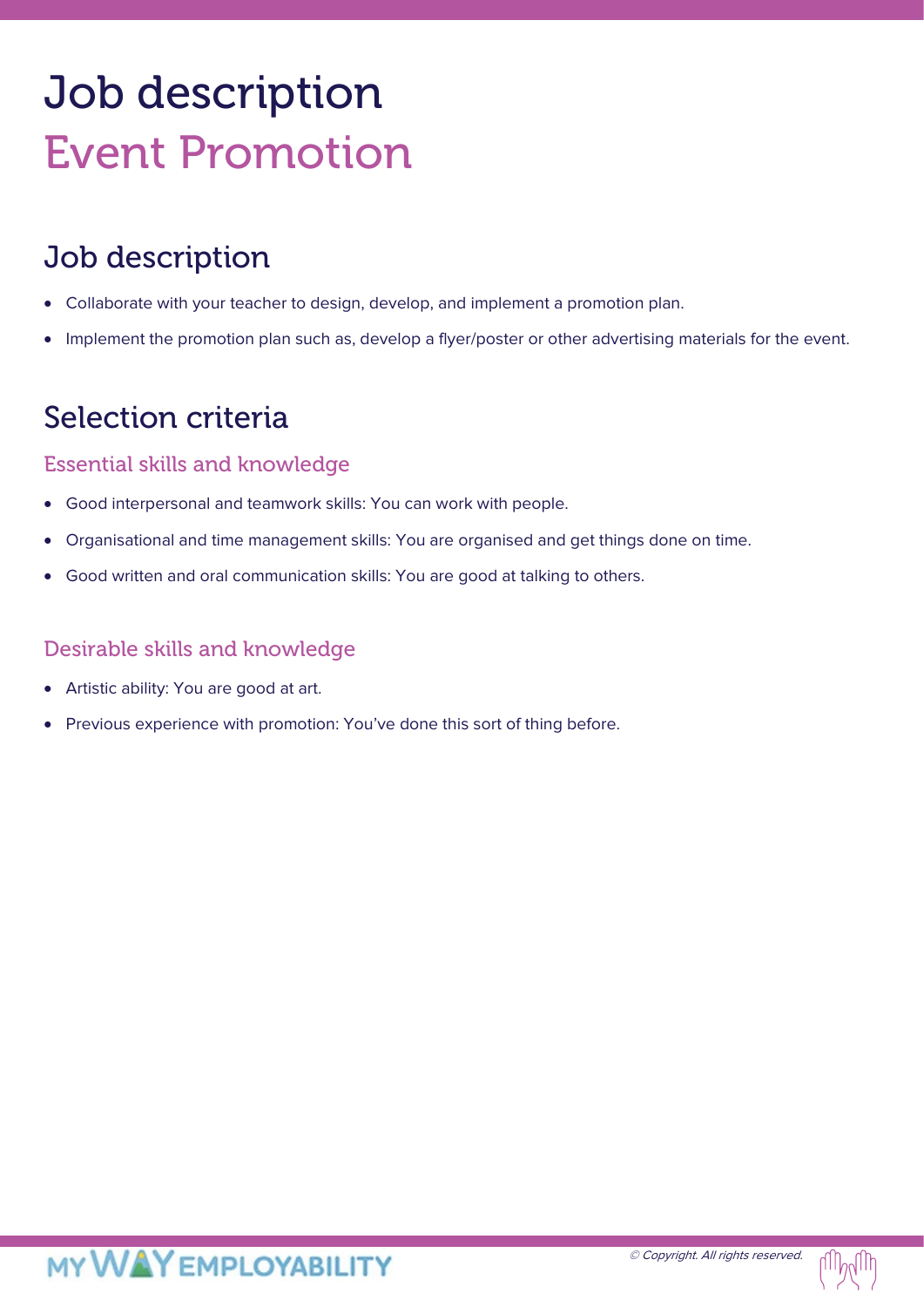# Job description
# Event Promotion

## Job description

- Collaborate with your teacher to design, develop, and implement a promotion plan.
- Implement the promotion plan such as, develop a flyer/poster or other advertising materials for the event.

## Selection criteria

### Essential skills and knowledge

- Good interpersonal and teamwork skills: You can work with people.
- Organisational and time management skills: You are organised and get things done on time.
- Good written and oral communication skills: You are good at talking to others.

### Desirable skills and knowledge

- Artistic ability: You are good at art.
- Previous experience with promotion: You've done this sort of thing before.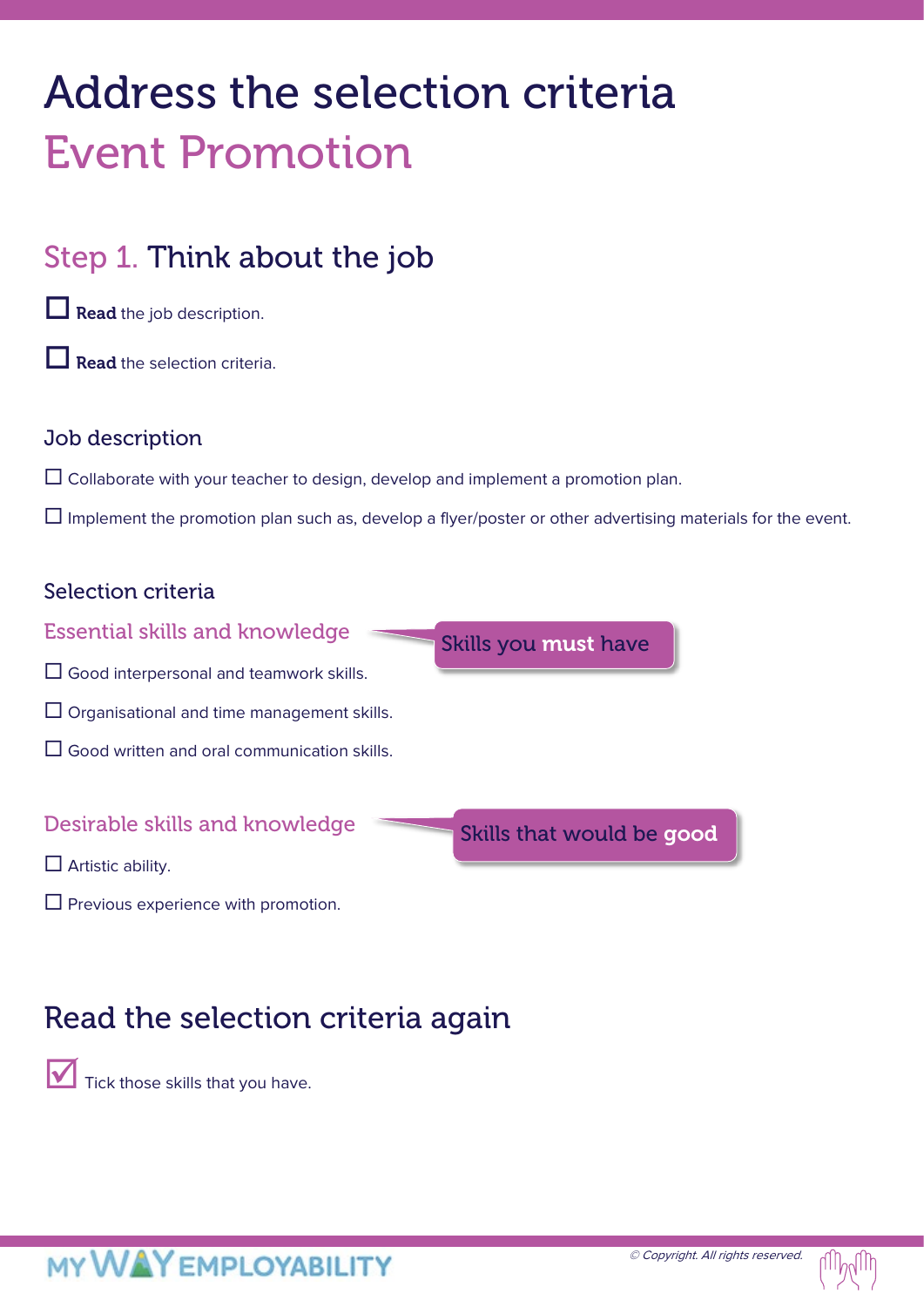# Address the selection criteria

# Event Promotion

## Step 1. Think about the job

☐ **Read** the job description.

☐ **Read** the selection criteria.

### Job description

☐ Collaborate with your teacher to design, develop and implement a promotion plan.

☐ Implement the promotion plan such as, develop a flyer/poster or other advertising materials for the event.

### Selection criteria

#### Essential skills and knowledge

Skills you **must** have

☐ Good interpersonal and teamwork skills.

☐ Organisational and time management skills.

☐ Good written and oral communication skills.

#### Desirable skills and knowledge

Skills that would be **good**

☐ Artistic ability.

☐ Previous experience with promotion.

## Read the selection criteria again

☑ Tick those skills that you have.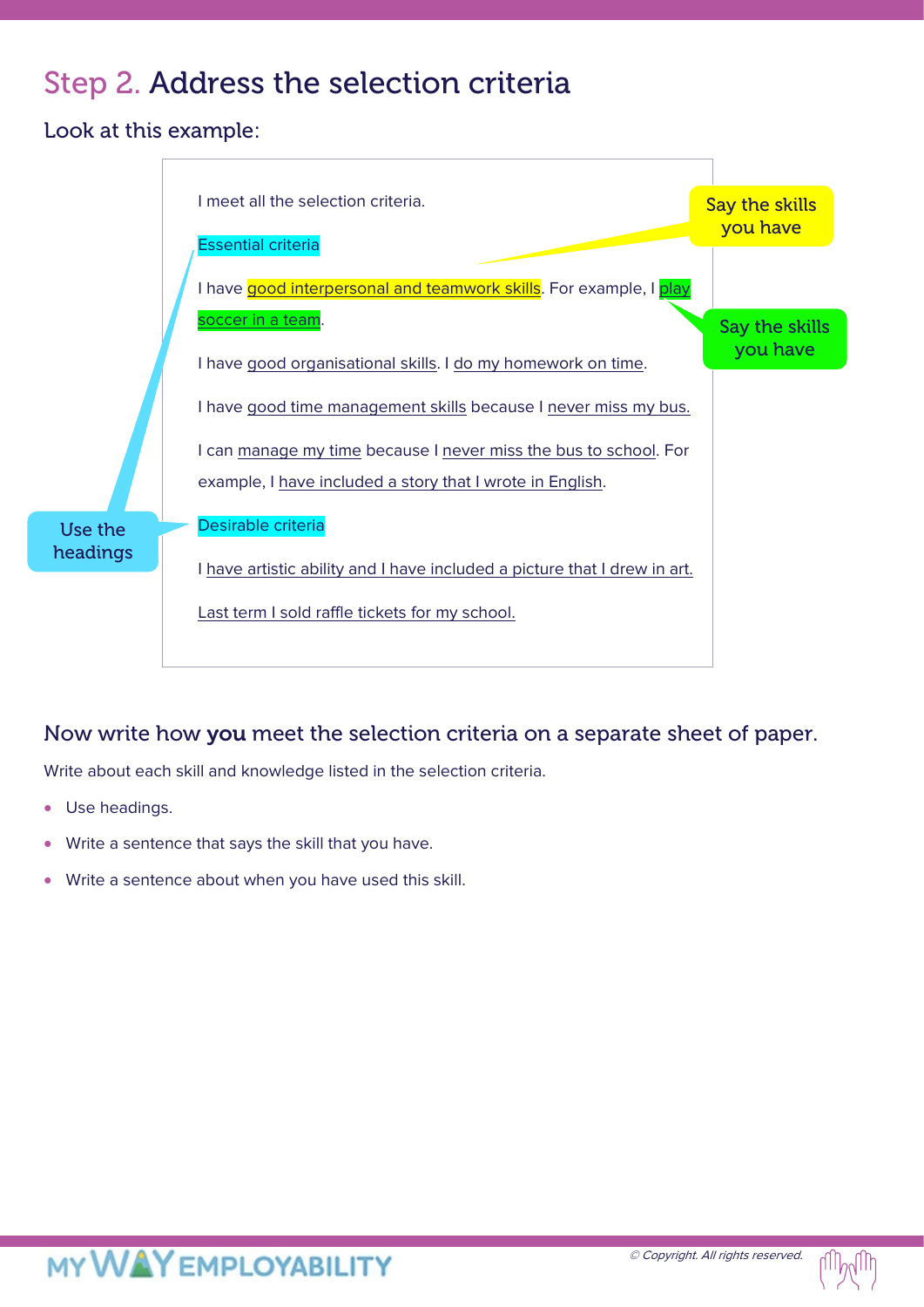# Step 2. Address the selection criteria

Look at this example:

> I meet all the selection criteria.
>
> Essential criteria
>
> I have good interpersonal and teamwork skills. For example, I play soccer in a team.
>
> I have good organisational skills. I do my homework on time.
>
> I have good time management skills because I never miss my bus.
>
> I can manage my time because I never miss the bus to school. For example, I have included a story that I wrote in English.
>
> Desirable criteria
>
> I have artistic ability and I have included a picture that I drew in art.
>
> Last term I sold raffle tickets for my school.

Say the skills you have

Say the skills you have

Use the headings

## Now write how **you** meet the selection criteria on a separate sheet of paper.

Write about each skill and knowledge listed in the selection criteria.

- Use headings.
- Write a sentence that says the skill that you have.
- Write a sentence about when you have used this skill.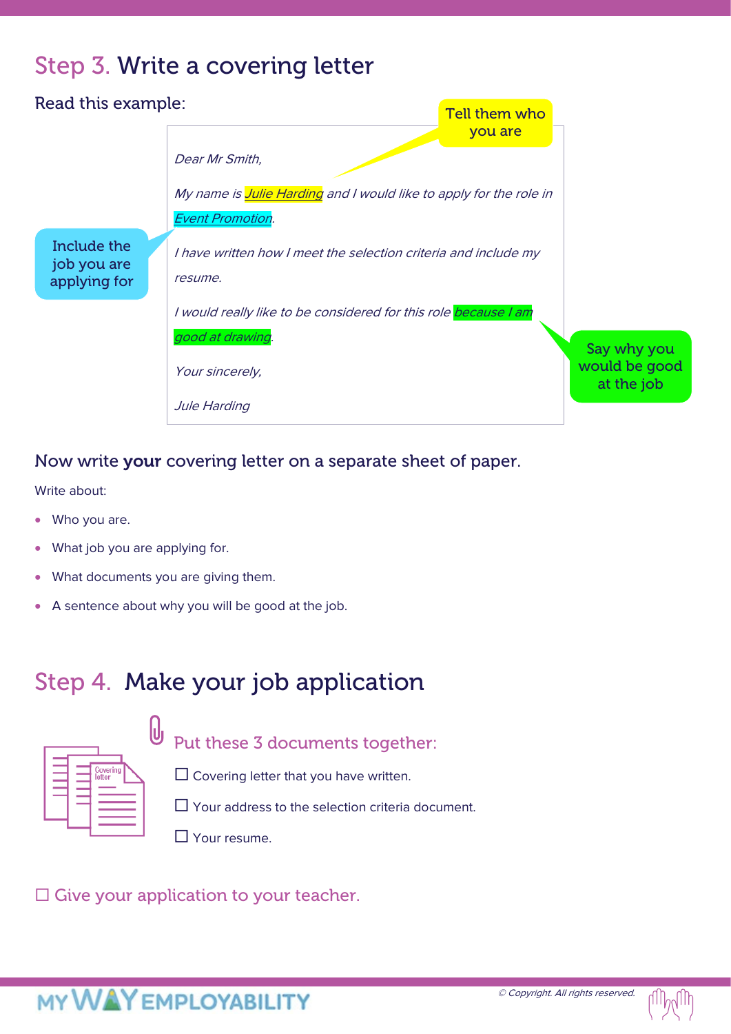## Step 3. Write a covering letter

Read this example:

> *Dear Mr Smith,*
>
> *My name is Julie Harding and I would like to apply for the role in Event Promotion.*
>
> *I have written how I meet the selection criteria and include my resume.*
>
> *I would really like to be considered for this role because I am good at drawing.*
>
> *Your sincerely,*
>
> *Jule Harding*

Tell them who you are

Include the job you are applying for

Say why you would be good at the job

Now write **your** covering letter on a separate sheet of paper.

Write about:

- Who you are.
- What job you are applying for.
- What documents you are giving them.
- A sentence about why you will be good at the job.

## Step 4. Make your job application

Put these 3 documents together:

☐ Covering letter that you have written.

☐ Your address to the selection criteria document.

☐ Your resume.

☐ Give your application to your teacher.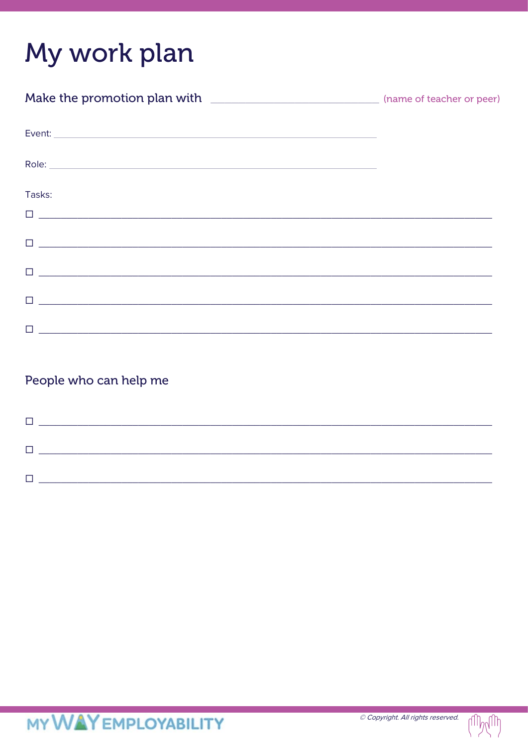# My work plan

## Make the promotion plan with ______________________ (name of teacher or peer)

Event: ____________________________________________

Role: ____________________________________________

Tasks:

- ☐ ____________________________________________
- ☐ ____________________________________________
- ☐ ____________________________________________
- ☐ ____________________________________________
- ☐ ____________________________________________

## People who can help me

- ☐ ____________________________________________
- ☐ ____________________________________________
- ☐ ____________________________________________

MY WAY EMPLOYABILITY

*© Copyright. All rights reserved.*